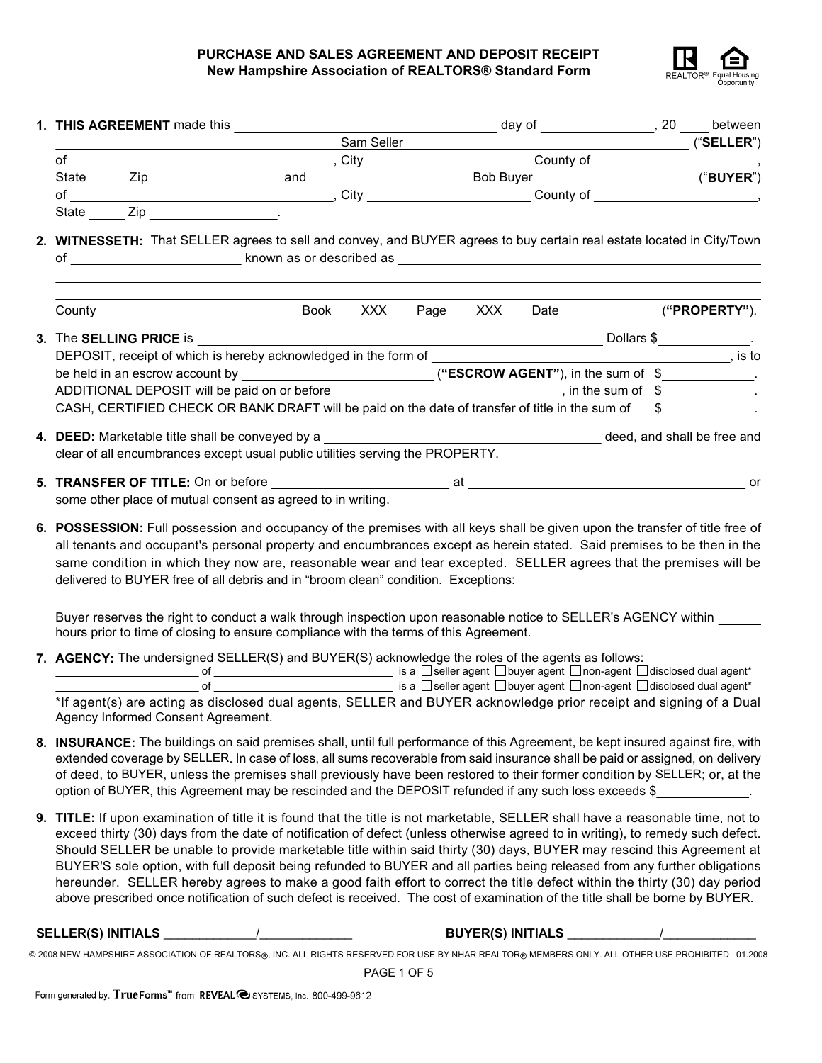# PURCHASE AND SALES AGREEMENT AND DEPOSIT RECEIPT
## New Hampshire Association of REALTORS® Standard Form

REALTOR® Equal Housing Opportunity

1. **THIS AGREEMENT** made this ______________________ day of ______________, 20 ____ between Sam Seller ("**SELLER**") of ______________________, City ______________ County of ______________, State _____ Zip ______________ and Bob Buyer ("**BUYER**") of ______________________, City ______________ County of ______________, State _____ Zip ______________.

2. **WITNESSETH:** That SELLER agrees to sell and convey, and BUYER agrees to buy certain real estate located in City/Town of ______________ known as or described as ______________________________

   County ______________ Book XXX Page XXX Date ____________ (**"PROPERTY"**).

3. The **SELLING PRICE** is ______________________________ Dollars $____________.
   DEPOSIT, receipt of which is hereby acknowledged in the form of ______________________, is to be held in an escrow account by ______________ (**"ESCROW AGENT"**), in the sum of $____________.
   ADDITIONAL DEPOSIT will be paid on or before ______________________, in the sum of $____________.
   CASH, CERTIFIED CHECK OR BANK DRAFT will be paid on the date of transfer of title in the sum of $____________.

4. **DEED:** Marketable title shall be conveyed by a ______________________ deed, and shall be free and clear of all encumbrances except usual public utilities serving the PROPERTY.

5. **TRANSFER OF TITLE:** On or before ______________ at ______________________ or some other place of mutual consent as agreed to in writing.

6. **POSSESSION:** Full possession and occupancy of the premises with all keys shall be given upon the transfer of title free of all tenants and occupant's personal property and encumbrances except as herein stated. Said premises to be then in the same condition in which they now are, reasonable wear and tear excepted. SELLER agrees that the premises will be delivered to BUYER free of all debris and in "broom clean" condition. Exceptions: ______________________________

   Buyer reserves the right to conduct a walk through inspection upon reasonable notice to SELLER's AGENCY within ______ hours prior to time of closing to ensure compliance with the terms of this Agreement.

7. **AGENCY:** The undersigned SELLER(S) and BUYER(S) acknowledge the roles of the agents as follows:
   ______________ of ______________ is a ☐ seller agent ☐ buyer agent ☐ non-agent ☐ disclosed dual agent*
   ______________ of ______________ is a ☐ seller agent ☐ buyer agent ☐ non-agent ☐ disclosed dual agent*
   *If agent(s) are acting as disclosed dual agents, SELLER and BUYER acknowledge prior receipt and signing of a Dual Agency Informed Consent Agreement.

8. **INSURANCE:** The buildings on said premises shall, until full performance of this Agreement, be kept insured against fire, with extended coverage by SELLER. In case of loss, all sums recoverable from said insurance shall be paid or assigned, on delivery of deed, to BUYER, unless the premises shall previously have been restored to their former condition by SELLER; or, at the option of BUYER, this Agreement may be rescinded and the DEPOSIT refunded if any such loss exceeds $____________.

9. **TITLE:** If upon examination of title it is found that the title is not marketable, SELLER shall have a reasonable time, not to exceed thirty (30) days from the date of notification of defect (unless otherwise agreed to in writing), to remedy such defect. Should SELLER be unable to provide marketable title within said thirty (30) days, BUYER may rescind this Agreement at BUYER'S sole option, with full deposit being refunded to BUYER and all parties being released from any further obligations hereunder. SELLER hereby agrees to make a good faith effort to correct the title defect within the thirty (30) day period above prescribed once notification of such defect is received. The cost of examination of the title shall be borne by BUYER.

**SELLER(S) INITIALS** ____________/____________ **BUYER(S) INITIALS** ____________/____________

© 2008 NEW HAMPSHIRE ASSOCIATION OF REALTORS®, INC. ALL RIGHTS RESERVED FOR USE BY NHAR REALTOR® MEMBERS ONLY. ALL OTHER USE PROHIBITED 01.2008

Form generated by: TrueForms™ from REVEAL SYSTEMS, Inc. 800-499-9612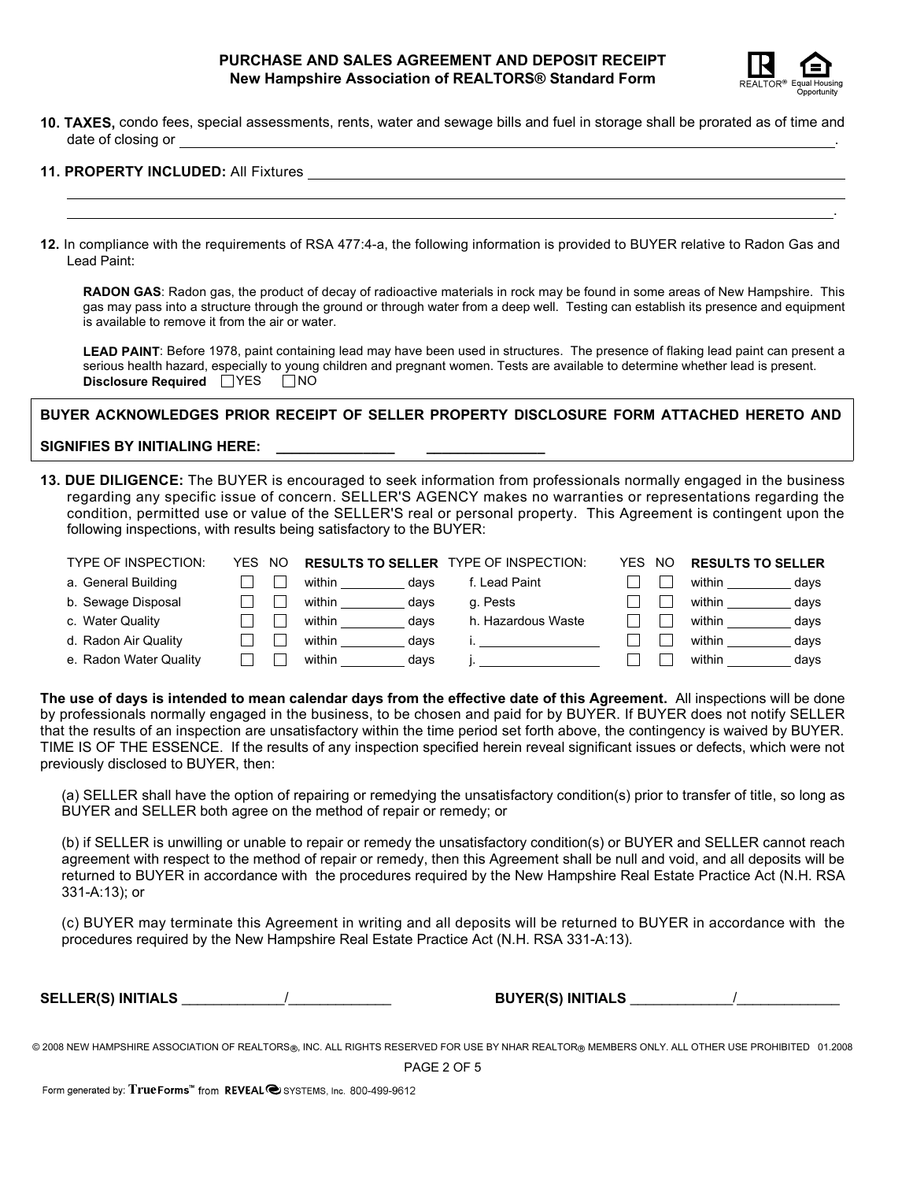**PURCHASE AND SALES AGREEMENT AND DEPOSIT RECEIPT**
**New Hampshire Association of REALTORS® Standard Form**

**10. TAXES,** condo fees, special assessments, rents, water and sewage bills and fuel in storage shall be prorated as of time and date of closing or ____________________________________________.

**11. PROPERTY INCLUDED:** All Fixtures ____________________________________________
____________________________________________
____________________________________________.

**12.** In compliance with the requirements of RSA 477:4-a, the following information is provided to BUYER relative to Radon Gas and Lead Paint:

**RADON GAS**: Radon gas, the product of decay of radioactive materials in rock may be found in some areas of New Hampshire. This gas may pass into a structure through the ground or through water from a deep well. Testing can establish its presence and equipment is available to remove it from the air or water.

**LEAD PAINT**: Before 1978, paint containing lead may have been used in structures. The presence of flaking lead paint can present a serious health hazard, especially to young children and pregnant women. Tests are available to determine whether lead is present.
**Disclosure Required** ☐ YES ☐ NO

**BUYER ACKNOWLEDGES PRIOR RECEIPT OF SELLER PROPERTY DISCLOSURE FORM ATTACHED HERETO AND SIGNIFIES BY INITIALING HERE:** ______________ ______________

**13. DUE DILIGENCE:** The BUYER is encouraged to seek information from professionals normally engaged in the business regarding any specific issue of concern. SELLER'S AGENCY makes no warranties or representations regarding the condition, permitted use or value of the SELLER'S real or personal property. This Agreement is contingent upon the following inspections, with results being satisfactory to the BUYER:

| TYPE OF INSPECTION: | YES | NO | **RESULTS TO SELLER** | TYPE OF INSPECTION: | YES | NO | **RESULTS TO SELLER** |
|---|---|---|---|---|---|---|---|
| a. General Building | ☐ | ☐ | within _________ days | f. Lead Paint | ☐ | ☐ | within _________ days |
| b. Sewage Disposal | ☐ | ☐ | within _________ days | g. Pests | ☐ | ☐ | within _________ days |
| c. Water Quality | ☐ | ☐ | within _________ days | h. Hazardous Waste | ☐ | ☐ | within _________ days |
| d. Radon Air Quality | ☐ | ☐ | within _________ days | i. _______________ | ☐ | ☐ | within _________ days |
| e. Radon Water Quality | ☐ | ☐ | within _________ days | j. _______________ | ☐ | ☐ | within _________ days |

**The use of days is intended to mean calendar days from the effective date of this Agreement.** All inspections will be done by professionals normally engaged in the business, to be chosen and paid for by BUYER. If BUYER does not notify SELLER that the results of an inspection are unsatisfactory within the time period set forth above, the contingency is waived by BUYER. TIME IS OF THE ESSENCE. If the results of any inspection specified herein reveal significant issues or defects, which were not previously disclosed to BUYER, then:

(a) SELLER shall have the option of repairing or remedying the unsatisfactory condition(s) prior to transfer of title, so long as BUYER and SELLER both agree on the method of repair or remedy; or

(b) if SELLER is unwilling or unable to repair or remedy the unsatisfactory condition(s) or BUYER and SELLER cannot reach agreement with respect to the method of repair or remedy, then this Agreement shall be null and void, and all deposits will be returned to BUYER in accordance with the procedures required by the New Hampshire Real Estate Practice Act (N.H. RSA 331-A:13); or

(c) BUYER may terminate this Agreement in writing and all deposits will be returned to BUYER in accordance with the procedures required by the New Hampshire Real Estate Practice Act (N.H. RSA 331-A:13).

**SELLER(S) INITIALS** _____________/_____________ **BUYER(S) INITIALS** _____________/_____________

© 2008 NEW HAMPSHIRE ASSOCIATION OF REALTORS®, INC. ALL RIGHTS RESERVED FOR USE BY NHAR REALTOR® MEMBERS ONLY. ALL OTHER USE PROHIBITED 01.2008

Form generated by: TrueForms™ from REVEAL SYSTEMS, Inc. 800-499-9612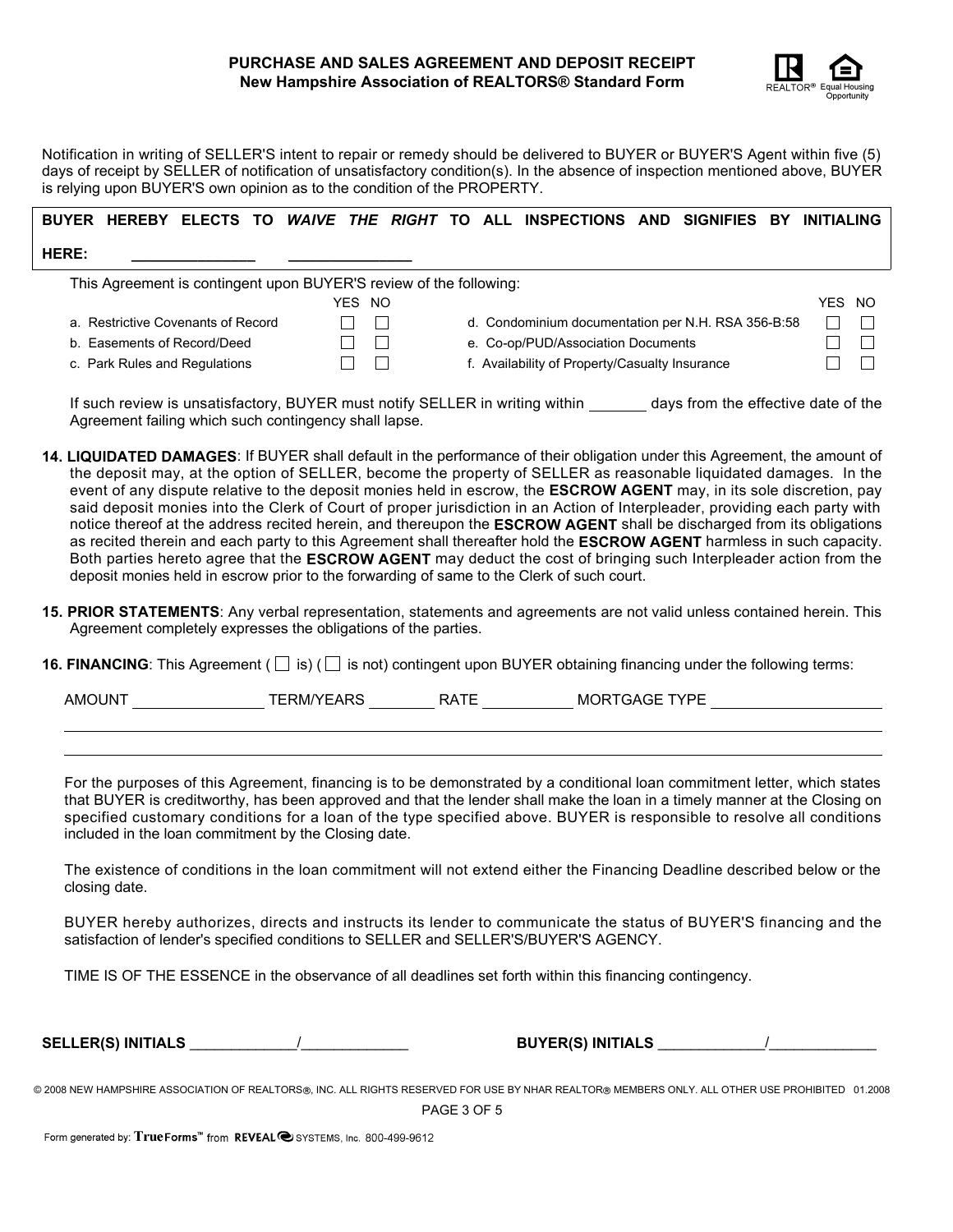**PURCHASE AND SALES AGREEMENT AND DEPOSIT RECEIPT**
**New Hampshire Association of REALTORS® Standard Form**

Notification in writing of SELLER'S intent to repair or remedy should be delivered to BUYER or BUYER'S Agent within five (5) days of receipt by SELLER of notification of unsatisfactory condition(s). In the absence of inspection mentioned above, BUYER is relying upon BUYER'S own opinion as to the condition of the PROPERTY.

**BUYER HEREBY ELECTS TO *WAIVE THE RIGHT* TO ALL INSPECTIONS AND SIGNIFIES BY INITIALING HERE:** ______________ ______________

This Agreement is contingent upon BUYER'S review of the following:

| | YES | NO | | YES | NO |
|---|---|---|---|---|---|
| a. Restrictive Covenants of Record | ☐ | ☐ | d. Condominium documentation per N.H. RSA 356-B:58 | ☐ | ☐ |
| b. Easements of Record/Deed | ☐ | ☐ | e. Co-op/PUD/Association Documents | ☐ | ☐ |
| c. Park Rules and Regulations | ☐ | ☐ | f. Availability of Property/Casualty Insurance | ☐ | ☐ |

If such review is unsatisfactory, BUYER must notify SELLER in writing within _______ days from the effective date of the Agreement failing which such contingency shall lapse.

**14. LIQUIDATED DAMAGES**: If BUYER shall default in the performance of their obligation under this Agreement, the amount of the deposit may, at the option of SELLER, become the property of SELLER as reasonable liquidated damages. In the event of any dispute relative to the deposit monies held in escrow, the **ESCROW AGENT** may, in its sole discretion, pay said deposit monies into the Clerk of Court of proper jurisdiction in an Action of Interpleader, providing each party with notice thereof at the address recited herein, and thereupon the **ESCROW AGENT** shall be discharged from its obligations as recited therein and each party to this Agreement shall thereafter hold the **ESCROW AGENT** harmless in such capacity. Both parties hereto agree that the **ESCROW AGENT** may deduct the cost of bringing such Interpleader action from the deposit monies held in escrow prior to the forwarding of same to the Clerk of such court.

**15. PRIOR STATEMENTS**: Any verbal representation, statements and agreements are not valid unless contained herein. This Agreement completely expresses the obligations of the parties.

**16. FINANCING**: This Agreement ( ☐ is) ( ☐ is not) contingent upon BUYER obtaining financing under the following terms:

AMOUNT _______________ TERM/YEARS ________ RATE __________ MORTGAGE TYPE ___________________

______________________________________________________________________________

______________________________________________________________________________

For the purposes of this Agreement, financing is to be demonstrated by a conditional loan commitment letter, which states that BUYER is creditworthy, has been approved and that the lender shall make the loan in a timely manner at the Closing on specified customary conditions for a loan of the type specified above. BUYER is responsible to resolve all conditions included in the loan commitment by the Closing date.

The existence of conditions in the loan commitment will not extend either the Financing Deadline described below or the closing date.

BUYER hereby authorizes, directs and instructs its lender to communicate the status of BUYER'S financing and the satisfaction of lender's specified conditions to SELLER and SELLER'S/BUYER'S AGENCY.

TIME IS OF THE ESSENCE in the observance of all deadlines set forth within this financing contingency.

**SELLER(S) INITIALS** _____________/_____________ **BUYER(S) INITIALS** _____________/_____________

© 2008 NEW HAMPSHIRE ASSOCIATION OF REALTORS®, INC. ALL RIGHTS RESERVED FOR USE BY NHAR REALTOR® MEMBERS ONLY. ALL OTHER USE PROHIBITED 01.2008

Form generated by: TrueForms™ from REVEAL SYSTEMS, Inc. 800-499-9612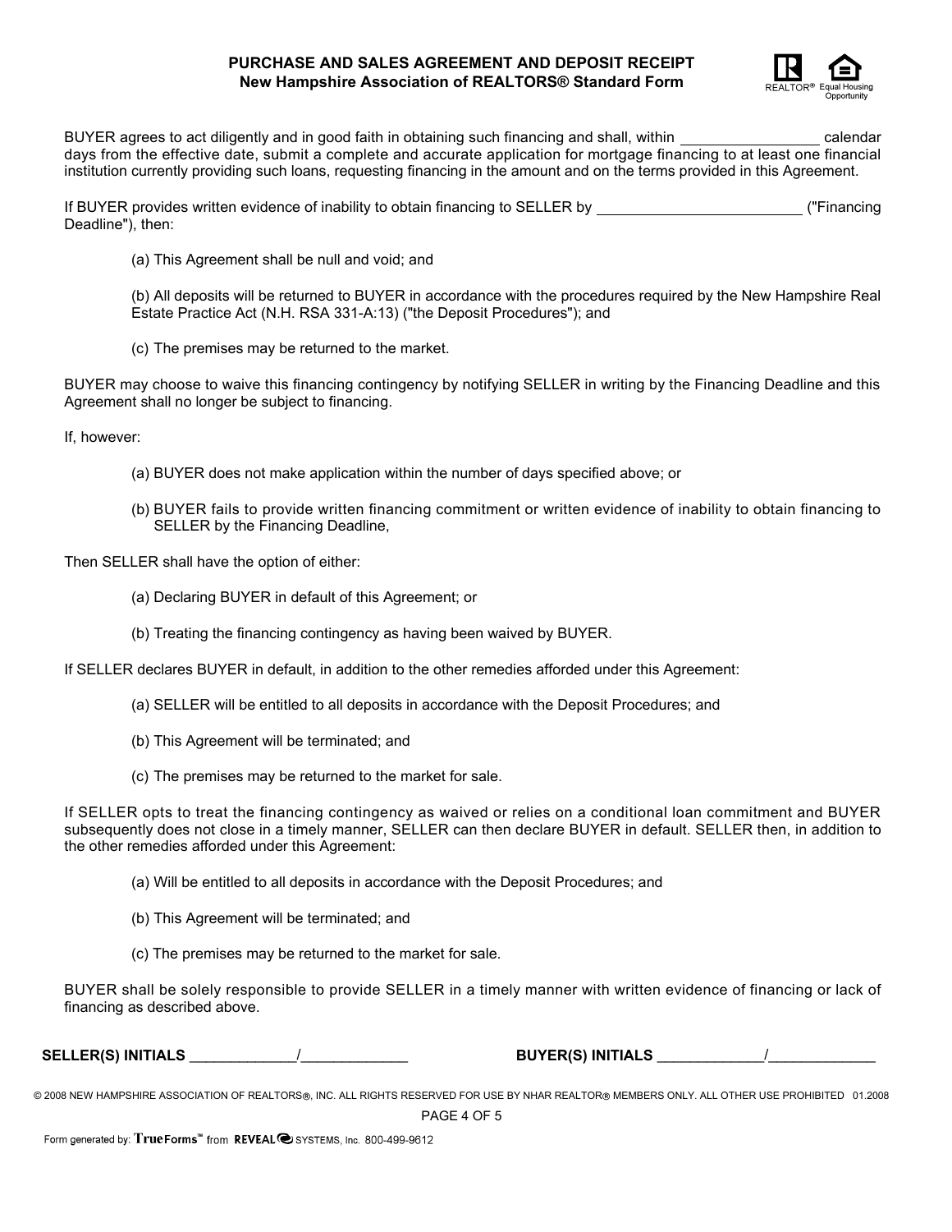# PURCHASE AND SALES AGREEMENT AND DEPOSIT RECEIPT
## New Hampshire Association of REALTORS® Standard Form

BUYER agrees to act diligently and in good faith in obtaining such financing and shall, within ________________ calendar days from the effective date, submit a complete and accurate application for mortgage financing to at least one financial institution currently providing such loans, requesting financing in the amount and on the terms provided in this Agreement.

If BUYER provides written evidence of inability to obtain financing to SELLER by ________________________ ("Financing Deadline"), then:

(a) This Agreement shall be null and void; and

(b) All deposits will be returned to BUYER in accordance with the procedures required by the New Hampshire Real Estate Practice Act (N.H. RSA 331-A:13) ("the Deposit Procedures"); and

(c) The premises may be returned to the market.

BUYER may choose to waive this financing contingency by notifying SELLER in writing by the Financing Deadline and this Agreement shall no longer be subject to financing.

If, however:

(a) BUYER does not make application within the number of days specified above; or

(b) BUYER fails to provide written financing commitment or written evidence of inability to obtain financing to SELLER by the Financing Deadline,

Then SELLER shall have the option of either:

(a) Declaring BUYER in default of this Agreement; or

(b) Treating the financing contingency as having been waived by BUYER.

If SELLER declares BUYER in default, in addition to the other remedies afforded under this Agreement:

(a) SELLER will be entitled to all deposits in accordance with the Deposit Procedures; and

(b) This Agreement will be terminated; and

(c) The premises may be returned to the market for sale.

If SELLER opts to treat the financing contingency as waived or relies on a conditional loan commitment and BUYER subsequently does not close in a timely manner, SELLER can then declare BUYER in default. SELLER then, in addition to the other remedies afforded under this Agreement:

(a) Will be entitled to all deposits in accordance with the Deposit Procedures; and

(b) This Agreement will be terminated; and

(c) The premises may be returned to the market for sale.

BUYER shall be solely responsible to provide SELLER in a timely manner with written evidence of financing or lack of financing as described above.

**SELLER(S) INITIALS** _____________/_____________ **BUYER(S) INITIALS** _____________/_____________

© 2008 NEW HAMPSHIRE ASSOCIATION OF REALTORS®, INC. ALL RIGHTS RESERVED FOR USE BY NHAR REALTOR® MEMBERS ONLY. ALL OTHER USE PROHIBITED 01.2008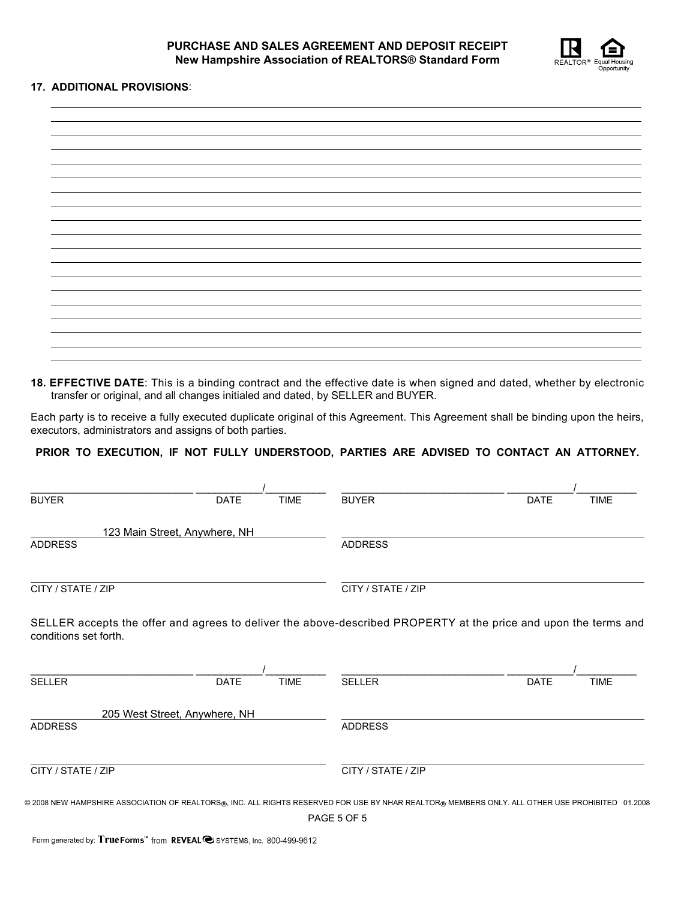# PURCHASE AND SALES AGREEMENT AND DEPOSIT RECEIPT
## New Hampshire Association of REALTORS® Standard Form

REALTOR® Equal Housing Opportunity

**17. ADDITIONAL PROVISIONS**:

______________________________________________________________________________

______________________________________________________________________________

______________________________________________________________________________

______________________________________________________________________________

______________________________________________________________________________

______________________________________________________________________________

______________________________________________________________________________

______________________________________________________________________________

______________________________________________________________________________

______________________________________________________________________________

______________________________________________________________________________

______________________________________________________________________________

______________________________________________________________________________

______________________________________________________________________________

______________________________________________________________________________

______________________________________________________________________________

______________________________________________________________________________

______________________________________________________________________________

**18. EFFECTIVE DATE**: This is a binding contract and the effective date is when signed and dated, whether by electronic transfer or original, and all changes initialed and dated, by SELLER and BUYER.

Each party is to receive a fully executed duplicate original of this Agreement. This Agreement shall be binding upon the heirs, executors, administrators and assigns of both parties.

**PRIOR TO EXECUTION, IF NOT FULLY UNDERSTOOD, PARTIES ARE ADVISED TO CONTACT AN ATTORNEY.**

| | | | | | |
|---|---|---|---|---|---|
| BUYER | DATE | TIME | BUYER | DATE | TIME |
| 123 Main Street, Anywhere, NH | | | | | |
| ADDRESS | | | ADDRESS | | |
| CITY / STATE / ZIP | | | CITY / STATE / ZIP | | |

SELLER accepts the offer and agrees to deliver the above-described PROPERTY at the price and upon the terms and conditions set forth.

| | | | | | |
|---|---|---|---|---|---|
| SELLER | DATE | TIME | SELLER | DATE | TIME |
| 205 West Street, Anywhere, NH | | | | | |
| ADDRESS | | | ADDRESS | | |
| CITY / STATE / ZIP | | | CITY / STATE / ZIP | | |

© 2008 NEW HAMPSHIRE ASSOCIATION OF REALTORS®, INC. ALL RIGHTS RESERVED FOR USE BY NHAR REALTOR® MEMBERS ONLY. ALL OTHER USE PROHIBITED 01.2008

Form generated by: TrueForms™ from REVEAL SYSTEMS, Inc. 800-499-9612